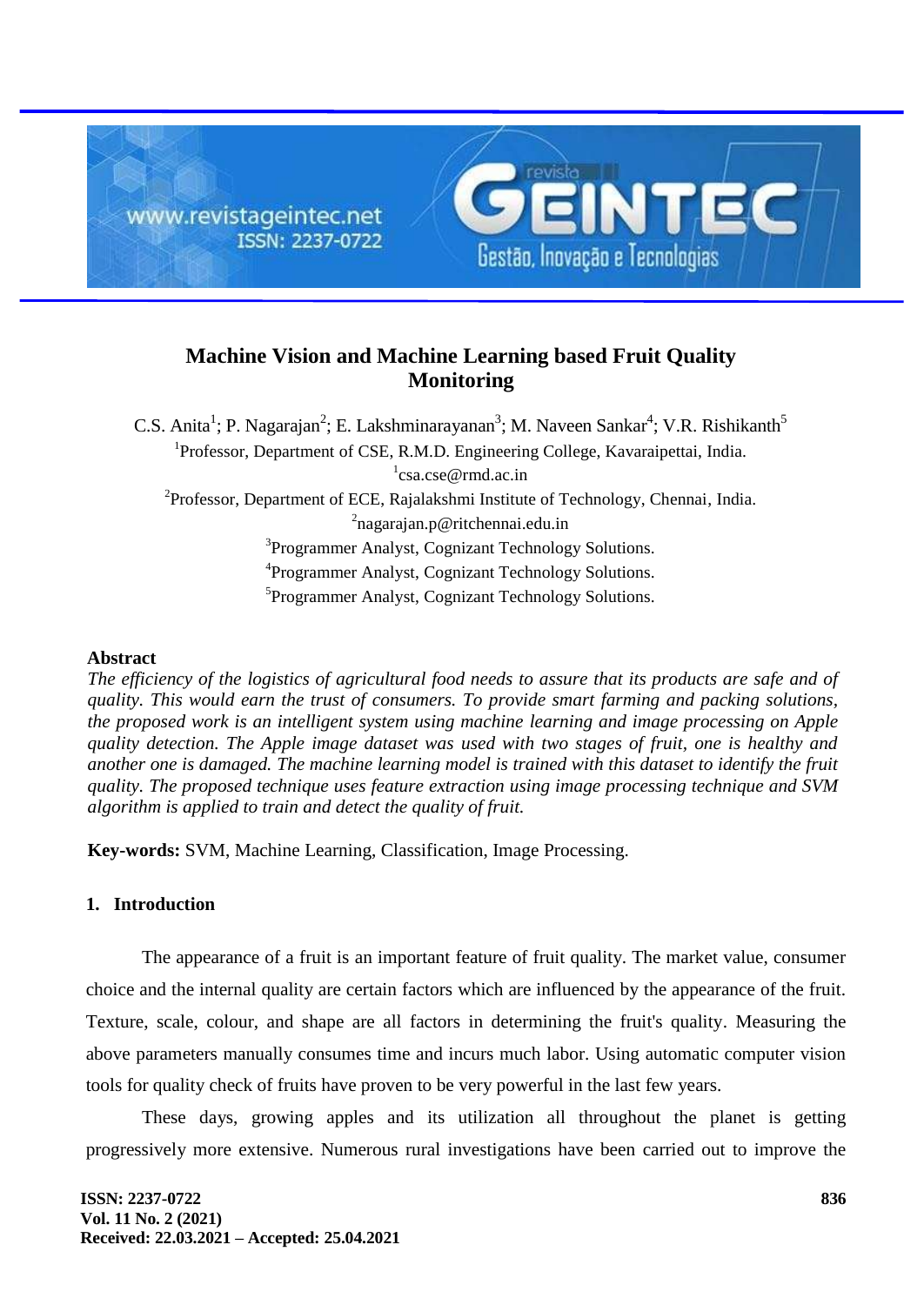# Machine Vision and Machine Learning based Fruit Quality Monitoring

C.S. Anita[1]; P. Nagarajan[2]; E. Lakshminarayanan[3]; M. Naveen Sankar[4]; V.R. Rishikanth[5]

[1]Professor, Department of CSE, R.M.D. Engineering College, Kavaraipettai, India.
[1]csa.cse@rmd.ac.in

[2]Professor, Department of ECE, Rajalakshmi Institute of Technology, Chennai, India.
[2]nagarajan.p@ritchennai.edu.in

[3]Programmer Analyst, Cognizant Technology Solutions.

[4]Programmer Analyst, Cognizant Technology Solutions.

[5]Programmer Analyst, Cognizant Technology Solutions.

## Abstract

*The efficiency of the logistics of agricultural food needs to assure that its products are safe and of quality. This would earn the trust of consumers. To provide smart farming and packing solutions, the proposed work is an intelligent system using machine learning and image processing on Apple quality detection. The Apple image dataset was used with two stages of fruit, one is healthy and another one is damaged. The machine learning model is trained with this dataset to identify the fruit quality. The proposed technique uses feature extraction using image processing technique and SVM algorithm is applied to train and detect the quality of fruit.*

**Key-words:** SVM, Machine Learning, Classification, Image Processing.

## 1. Introduction

The appearance of a fruit is an important feature of fruit quality. The market value, consumer choice and the internal quality are certain factors which are influenced by the appearance of the fruit. Texture, scale, colour, and shape are all factors in determining the fruit's quality. Measuring the above parameters manually consumes time and incurs much labor. Using automatic computer vision tools for quality check of fruits have proven to be very powerful in the last few years.

These days, growing apples and its utilization all throughout the planet is getting progressively more extensive. Numerous rural investigations have been carried out to improve the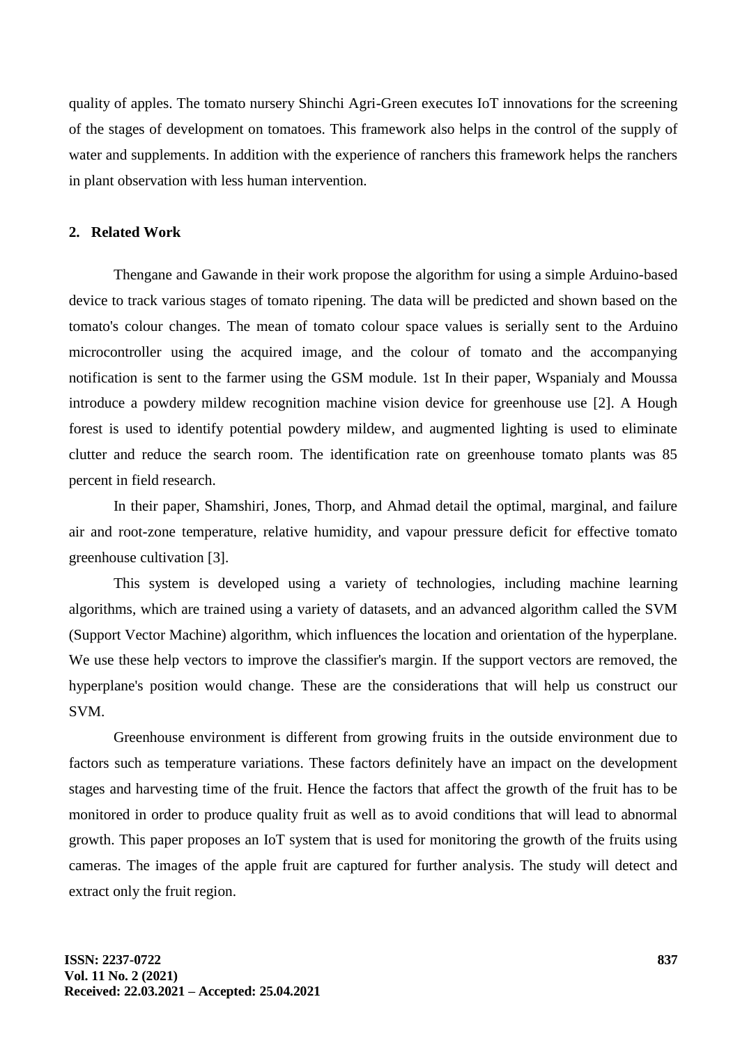quality of apples. The tomato nursery Shinchi Agri-Green executes IoT innovations for the screening of the stages of development on tomatoes. This framework also helps in the control of the supply of water and supplements. In addition with the experience of ranchers this framework helps the ranchers in plant observation with less human intervention.

## 2. Related Work

Thengane and Gawande in their work propose the algorithm for using a simple Arduino-based device to track various stages of tomato ripening. The data will be predicted and shown based on the tomato's colour changes. The mean of tomato colour space values is serially sent to the Arduino microcontroller using the acquired image, and the colour of tomato and the accompanying notification is sent to the farmer using the GSM module. 1st In their paper, Wspanialy and Moussa introduce a powdery mildew recognition machine vision device for greenhouse use [2]. A Hough forest is used to identify potential powdery mildew, and augmented lighting is used to eliminate clutter and reduce the search room. The identification rate on greenhouse tomato plants was 85 percent in field research.

In their paper, Shamshiri, Jones, Thorp, and Ahmad detail the optimal, marginal, and failure air and root-zone temperature, relative humidity, and vapour pressure deficit for effective tomato greenhouse cultivation [3].

This system is developed using a variety of technologies, including machine learning algorithms, which are trained using a variety of datasets, and an advanced algorithm called the SVM (Support Vector Machine) algorithm, which influences the location and orientation of the hyperplane. We use these help vectors to improve the classifier's margin. If the support vectors are removed, the hyperplane's position would change. These are the considerations that will help us construct our SVM.

Greenhouse environment is different from growing fruits in the outside environment due to factors such as temperature variations. These factors definitely have an impact on the development stages and harvesting time of the fruit. Hence the factors that affect the growth of the fruit has to be monitored in order to produce quality fruit as well as to avoid conditions that will lead to abnormal growth. This paper proposes an IoT system that is used for monitoring the growth of the fruits using cameras. The images of the apple fruit are captured for further analysis. The study will detect and extract only the fruit region.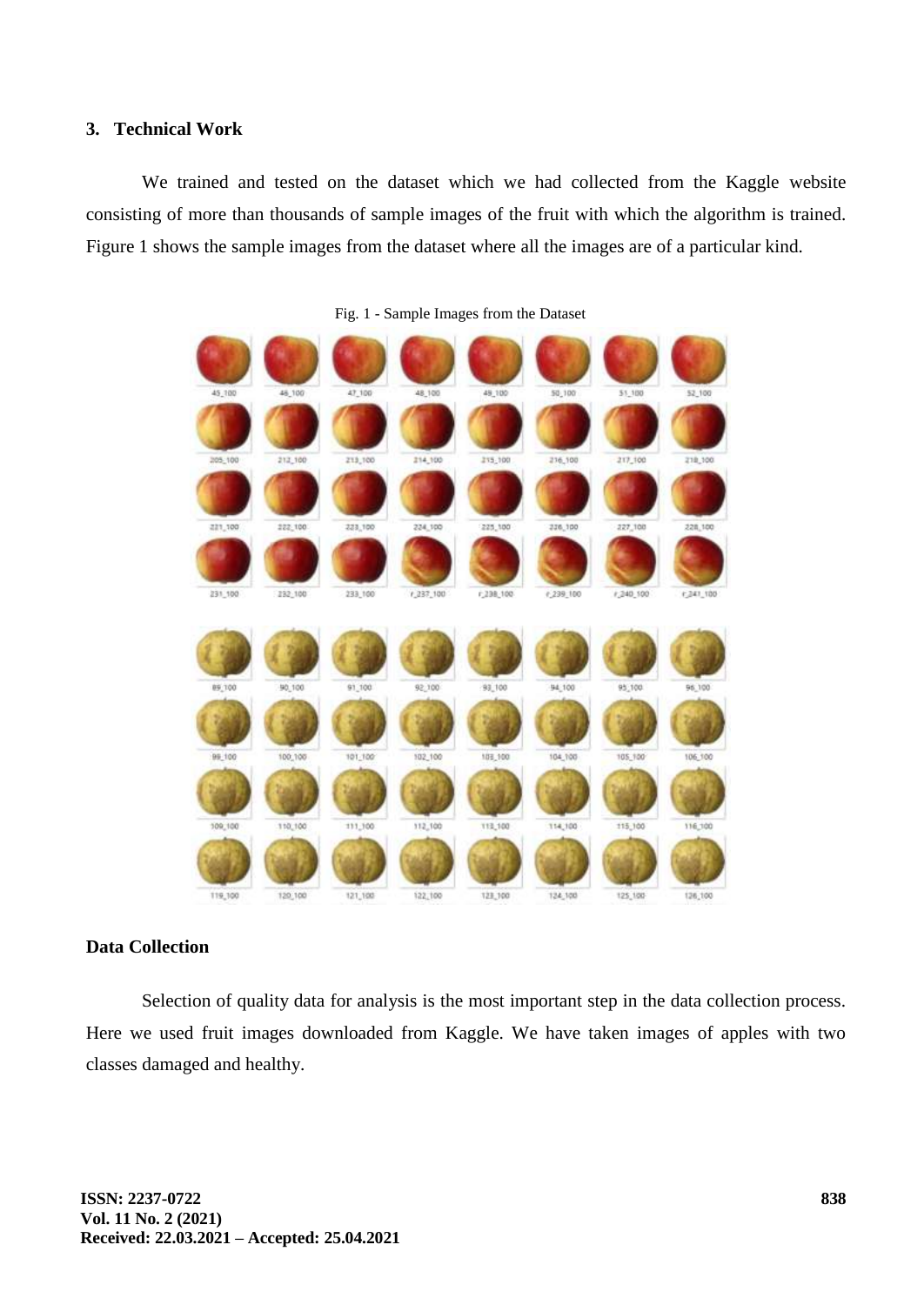## 3. Technical Work

We trained and tested on the dataset which we had collected from the Kaggle website consisting of more than thousands of sample images of the fruit with which the algorithm is trained. Figure 1 shows the sample images from the dataset where all the images are of a particular kind.

Fig. 1 - Sample Images from the Dataset

### Data Collection

Selection of quality data for analysis is the most important step in the data collection process. Here we used fruit images downloaded from Kaggle. We have taken images of apples with two classes damaged and healthy.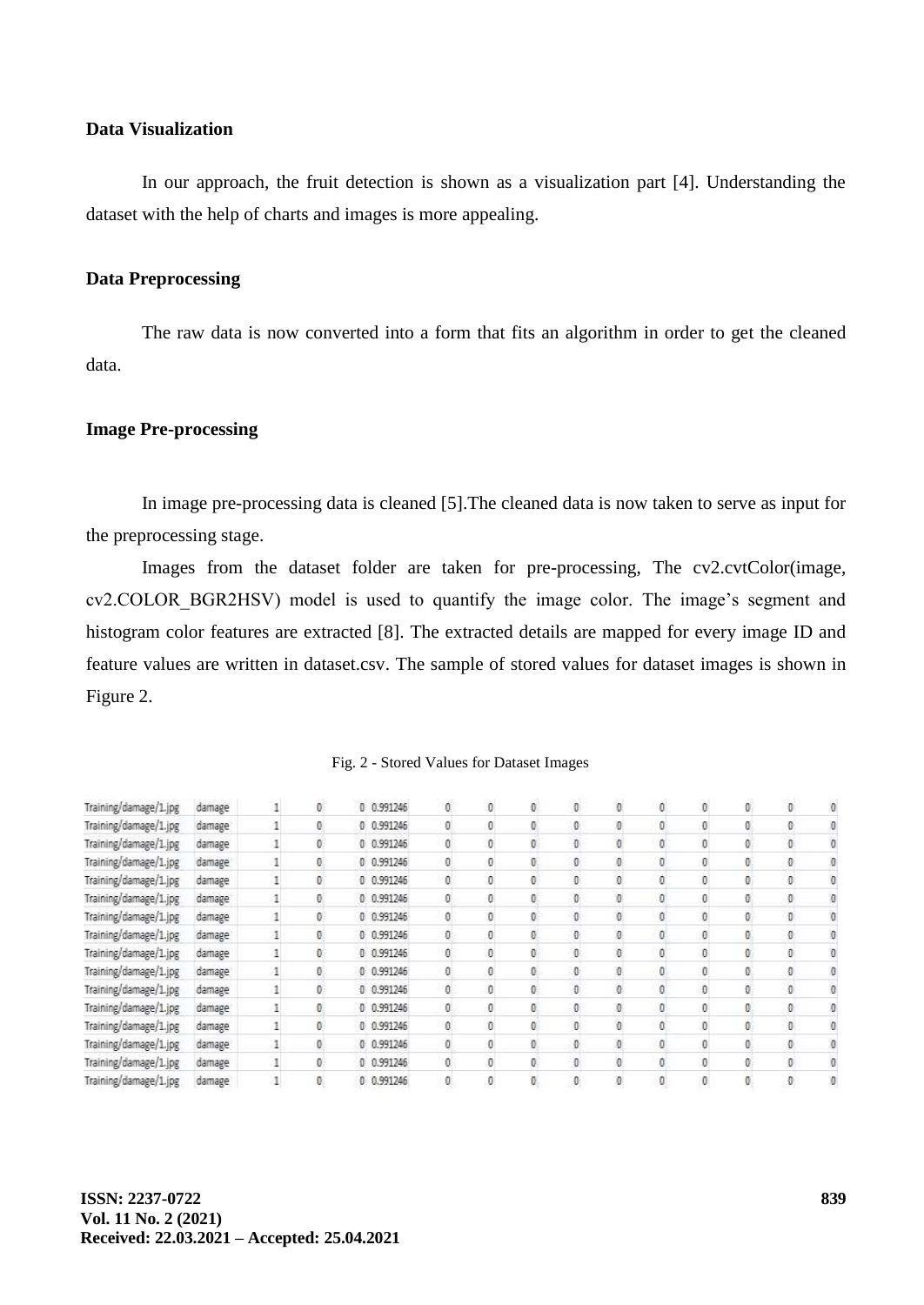**Data Visualization**

In our approach, the fruit detection is shown as a visualization part [4]. Understanding the dataset with the help of charts and images is more appealing.

**Data Preprocessing**

The raw data is now converted into a form that fits an algorithm in order to get the cleaned data.

**Image Pre-processing**

In image pre-processing data is cleaned [5].The cleaned data is now taken to serve as input for the preprocessing stage.

Images from the dataset folder are taken for pre-processing, The cv2.cvtColor(image, cv2.COLOR_BGR2HSV) model is used to quantify the image color. The image's segment and histogram color features are extracted [8]. The extracted details are mapped for every image ID and feature values are written in dataset.csv. The sample of stored values for dataset images is shown in Figure 2.

Fig. 2 - Stored Values for Dataset Images

| | | | | | | | | | | | | | | | | |
|---|---|---|---|---|---|---|---|---|---|---|---|---|---|---|---|---|
| Training/damage/1.jpg | damage | 1 | 0 | 0 | 0.991246 | 0 | 0 | 0 | 0 | 0 | 0 | 0 | 0 | 0 | 0 | 0 |
| Training/damage/1.jpg | damage | 1 | 0 | 0 | 0.991246 | 0 | 0 | 0 | 0 | 0 | 0 | 0 | 0 | 0 | 0 | 0 |
| Training/damage/1.jpg | damage | 1 | 0 | 0 | 0.991246 | 0 | 0 | 0 | 0 | 0 | 0 | 0 | 0 | 0 | 0 | 0 |
| Training/damage/1.jpg | damage | 1 | 0 | 0 | 0.991246 | 0 | 0 | 0 | 0 | 0 | 0 | 0 | 0 | 0 | 0 | 0 |
| Training/damage/1.jpg | damage | 1 | 0 | 0 | 0.991246 | 0 | 0 | 0 | 0 | 0 | 0 | 0 | 0 | 0 | 0 | 0 |
| Training/damage/1.jpg | damage | 1 | 0 | 0 | 0.991246 | 0 | 0 | 0 | 0 | 0 | 0 | 0 | 0 | 0 | 0 | 0 |
| Training/damage/1.jpg | damage | 1 | 0 | 0 | 0.991246 | 0 | 0 | 0 | 0 | 0 | 0 | 0 | 0 | 0 | 0 | 0 |
| Training/damage/1.jpg | damage | 1 | 0 | 0 | 0.991246 | 0 | 0 | 0 | 0 | 0 | 0 | 0 | 0 | 0 | 0 | 0 |
| Training/damage/1.jpg | damage | 1 | 0 | 0 | 0.991246 | 0 | 0 | 0 | 0 | 0 | 0 | 0 | 0 | 0 | 0 | 0 |
| Training/damage/1.jpg | damage | 1 | 0 | 0 | 0.991246 | 0 | 0 | 0 | 0 | 0 | 0 | 0 | 0 | 0 | 0 | 0 |
| Training/damage/1.jpg | damage | 1 | 0 | 0 | 0.991246 | 0 | 0 | 0 | 0 | 0 | 0 | 0 | 0 | 0 | 0 | 0 |
| Training/damage/1.jpg | damage | 1 | 0 | 0 | 0.991246 | 0 | 0 | 0 | 0 | 0 | 0 | 0 | 0 | 0 | 0 | 0 |
| Training/damage/1.jpg | damage | 1 | 0 | 0 | 0.991246 | 0 | 0 | 0 | 0 | 0 | 0 | 0 | 0 | 0 | 0 | 0 |
| Training/damage/1.jpg | damage | 1 | 0 | 0 | 0.991246 | 0 | 0 | 0 | 0 | 0 | 0 | 0 | 0 | 0 | 0 | 0 |
| Training/damage/1.jpg | damage | 1 | 0 | 0 | 0.991246 | 0 | 0 | 0 | 0 | 0 | 0 | 0 | 0 | 0 | 0 | 0 |
| Training/damage/1.jpg | damage | 1 | 0 | 0 | 0.991246 | 0 | 0 | 0 | 0 | 0 | 0 | 0 | 0 | 0 | 0 | 0 |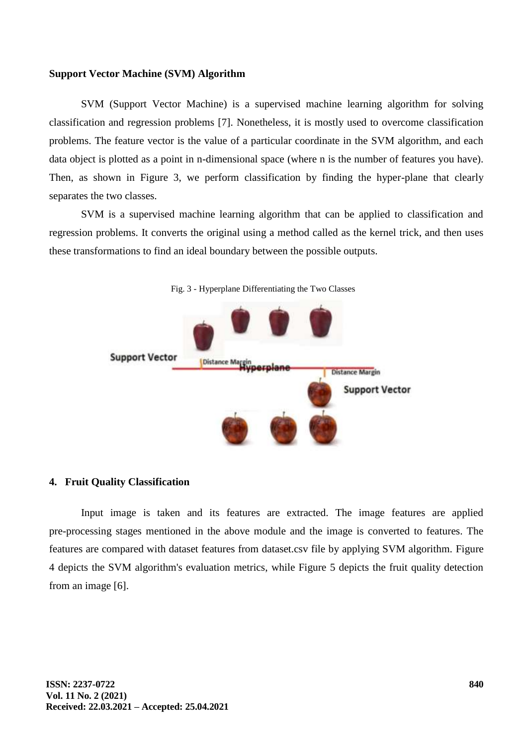**Support Vector Machine (SVM) Algorithm**

SVM (Support Vector Machine) is a supervised machine learning algorithm for solving classification and regression problems [7]. Nonetheless, it is mostly used to overcome classification problems. The feature vector is the value of a particular coordinate in the SVM algorithm, and each data object is plotted as a point in n-dimensional space (where n is the number of features you have). Then, as shown in Figure 3, we perform classification by finding the hyper-plane that clearly separates the two classes.

SVM is a supervised machine learning algorithm that can be applied to classification and regression problems. It converts the original using a method called as the kernel trick, and then uses these transformations to find an ideal boundary between the possible outputs.

Fig. 3 - Hyperplane Differentiating the Two Classes

Support Vector

Distance Margin

Hyperplane

Distance Margin

Support Vector

## 4. Fruit Quality Classification

Input image is taken and its features are extracted. The image features are applied pre-processing stages mentioned in the above module and the image is converted to features. The features are compared with dataset features from dataset.csv file by applying SVM algorithm. Figure 4 depicts the SVM algorithm's evaluation metrics, while Figure 5 depicts the fruit quality detection from an image [6].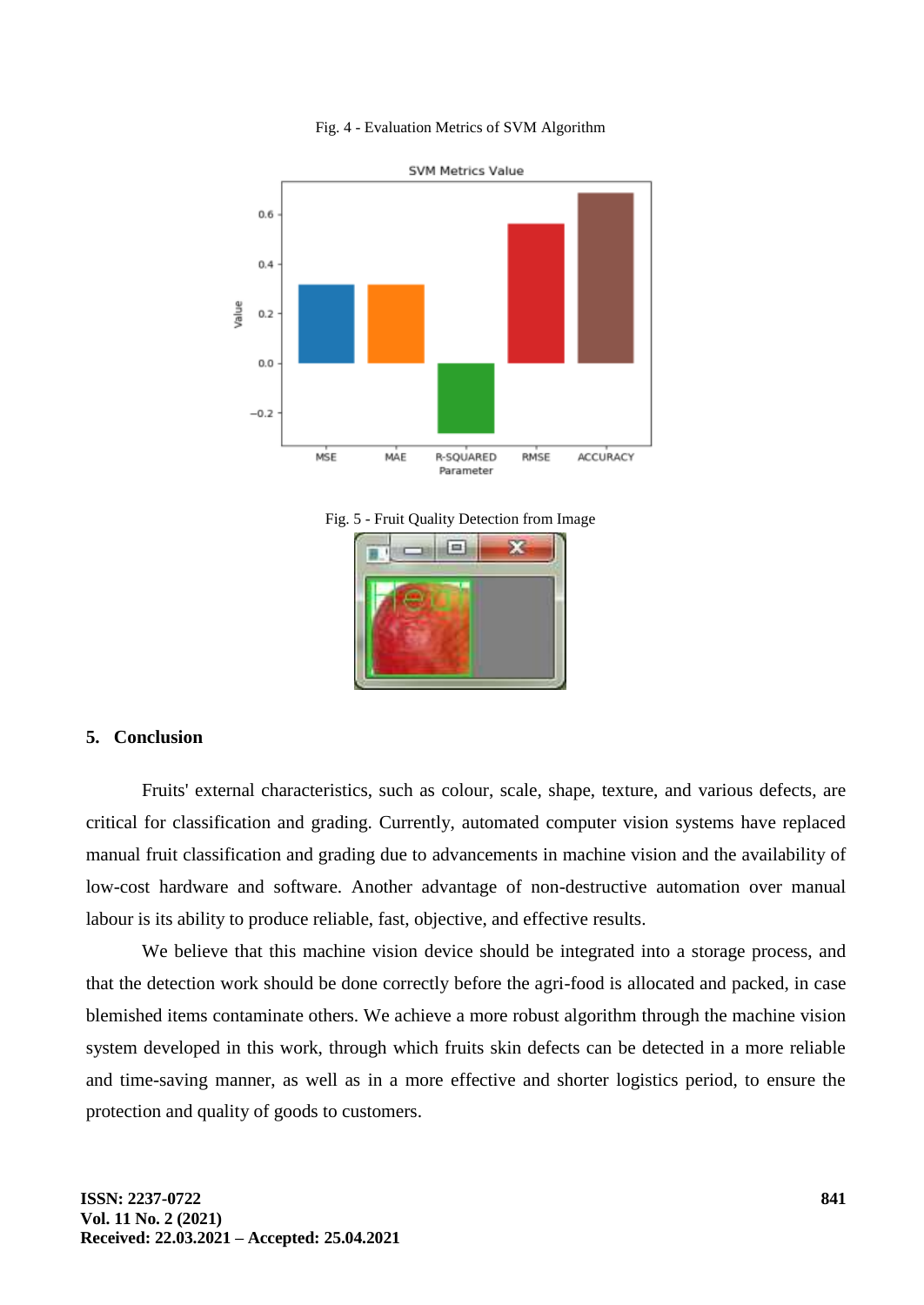Fig. 4 - Evaluation Metrics of SVM Algorithm

SVM Metrics Value

Value

0.6
0.4
0.2
0.0
−0.2

MSE
MAE
R-SQUARED
RMSE
ACCURACY

Parameter

Fig. 5 - Fruit Quality Detection from Image

## 5. Conclusion

Fruits' external characteristics, such as colour, scale, shape, texture, and various defects, are critical for classification and grading. Currently, automated computer vision systems have replaced manual fruit classification and grading due to advancements in machine vision and the availability of low-cost hardware and software. Another advantage of non-destructive automation over manual labour is its ability to produce reliable, fast, objective, and effective results.

We believe that this machine vision device should be integrated into a storage process, and that the detection work should be done correctly before the agri-food is allocated and packed, in case blemished items contaminate others. We achieve a more robust algorithm through the machine vision system developed in this work, through which fruits skin defects can be detected in a more reliable and time-saving manner, as well as in a more effective and shorter logistics period, to ensure the protection and quality of goods to customers.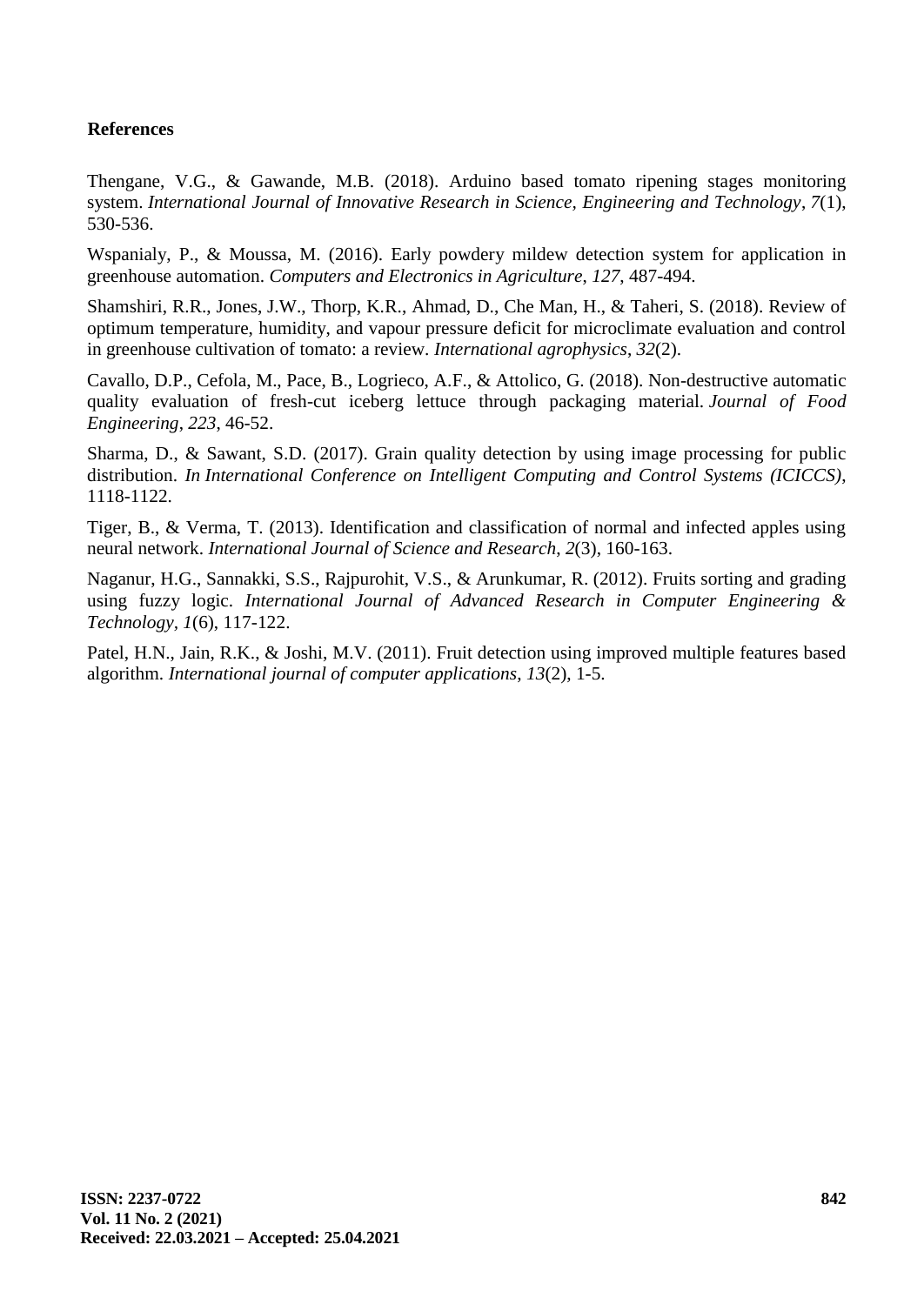**References**

Thengane, V.G., & Gawande, M.B. (2018). Arduino based tomato ripening stages monitoring system. *International Journal of Innovative Research in Science, Engineering and Technology*, *7*(1), 530-536.

Wspanialy, P., & Moussa, M. (2016). Early powdery mildew detection system for application in greenhouse automation. *Computers and Electronics in Agriculture*, *127*, 487-494.

Shamshiri, R.R., Jones, J.W., Thorp, K.R., Ahmad, D., Che Man, H., & Taheri, S. (2018). Review of optimum temperature, humidity, and vapour pressure deficit for microclimate evaluation and control in greenhouse cultivation of tomato: a review. *International agrophysics*, *32*(2).

Cavallo, D.P., Cefola, M., Pace, B., Logrieco, A.F., & Attolico, G. (2018). Non-destructive automatic quality evaluation of fresh-cut iceberg lettuce through packaging material. *Journal of Food Engineering*, *223*, 46-52.

Sharma, D., & Sawant, S.D. (2017). Grain quality detection by using image processing for public distribution. *In International Conference on Intelligent Computing and Control Systems (ICICCS)*, 1118-1122.

Tiger, B., & Verma, T. (2013). Identification and classification of normal and infected apples using neural network. *International Journal of Science and Research*, *2*(3), 160-163.

Naganur, H.G., Sannakki, S.S., Rajpurohit, V.S., & Arunkumar, R. (2012). Fruits sorting and grading using fuzzy logic. *International Journal of Advanced Research in Computer Engineering & Technology*, *1*(6), 117-122.

Patel, H.N., Jain, R.K., & Joshi, M.V. (2011). Fruit detection using improved multiple features based algorithm. *International journal of computer applications*, *13*(2), 1-5.